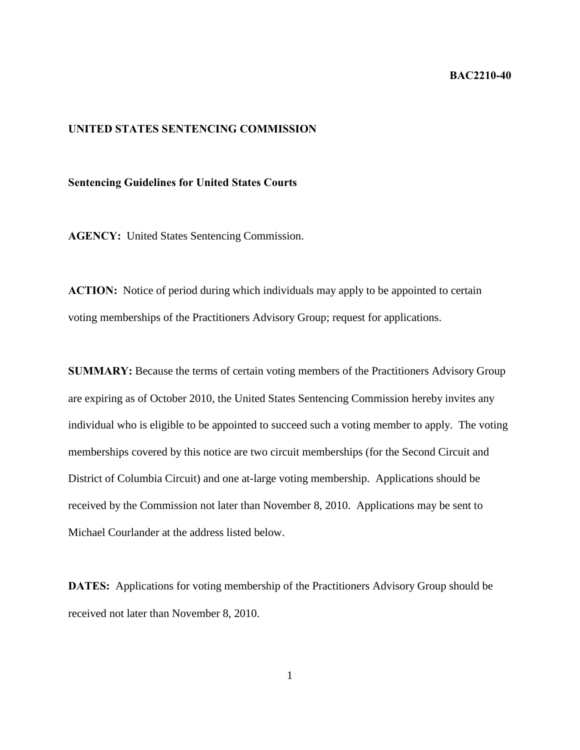**BAC2210-40**

**UNITED STATES SENTENCING COMMISSION**

**Sentencing Guidelines for United States Courts**

**AGENCY:** United States Sentencing Commission.

**ACTION:** Notice of period during which individuals may apply to be appointed to certain voting memberships of the Practitioners Advisory Group; request for applications.

**SUMMARY:** Because the terms of certain voting members of the Practitioners Advisory Group are expiring as of October 2010, the United States Sentencing Commission hereby invites any individual who is eligible to be appointed to succeed such a voting member to apply. The voting memberships covered by this notice are two circuit memberships (for the Second Circuit and District of Columbia Circuit) and one at-large voting membership. Applications should be received by the Commission not later than November 8, 2010. Applications may be sent to Michael Courlander at the address listed below.

**DATES:** Applications for voting membership of the Practitioners Advisory Group should be received not later than November 8, 2010.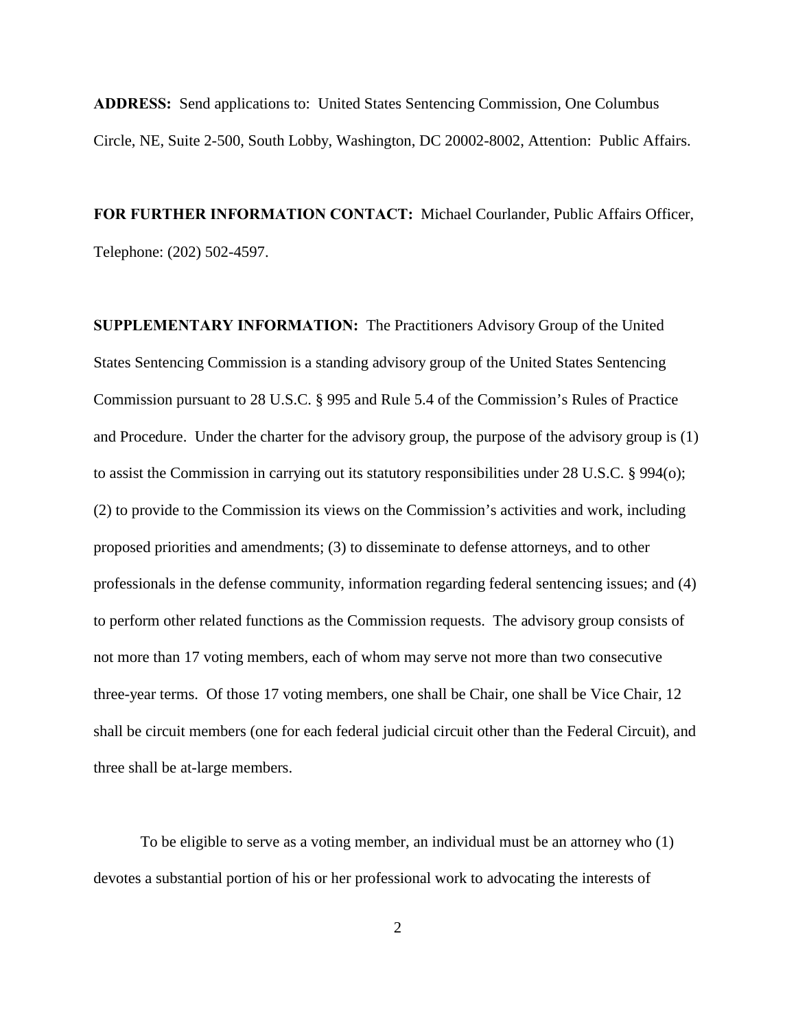**ADDRESS:** Send applications to: United States Sentencing Commission, One Columbus Circle, NE, Suite 2-500, South Lobby, Washington, DC 20002-8002, Attention: Public Affairs.

**FOR FURTHER INFORMATION CONTACT:** Michael Courlander, Public Affairs Officer, Telephone: (202) 502-4597.

**SUPPLEMENTARY INFORMATION:** The Practitioners Advisory Group of the United States Sentencing Commission is a standing advisory group of the United States Sentencing Commission pursuant to 28 U.S.C. § 995 and Rule 5.4 of the Commission's Rules of Practice and Procedure. Under the charter for the advisory group, the purpose of the advisory group is (1) to assist the Commission in carrying out its statutory responsibilities under 28 U.S.C. § 994(o); (2) to provide to the Commission its views on the Commission's activities and work, including proposed priorities and amendments; (3) to disseminate to defense attorneys, and to other professionals in the defense community, information regarding federal sentencing issues; and (4) to perform other related functions as the Commission requests. The advisory group consists of not more than 17 voting members, each of whom may serve not more than two consecutive three-year terms. Of those 17 voting members, one shall be Chair, one shall be Vice Chair, 12 shall be circuit members (one for each federal judicial circuit other than the Federal Circuit), and three shall be at-large members.

To be eligible to serve as a voting member, an individual must be an attorney who (1) devotes a substantial portion of his or her professional work to advocating the interests of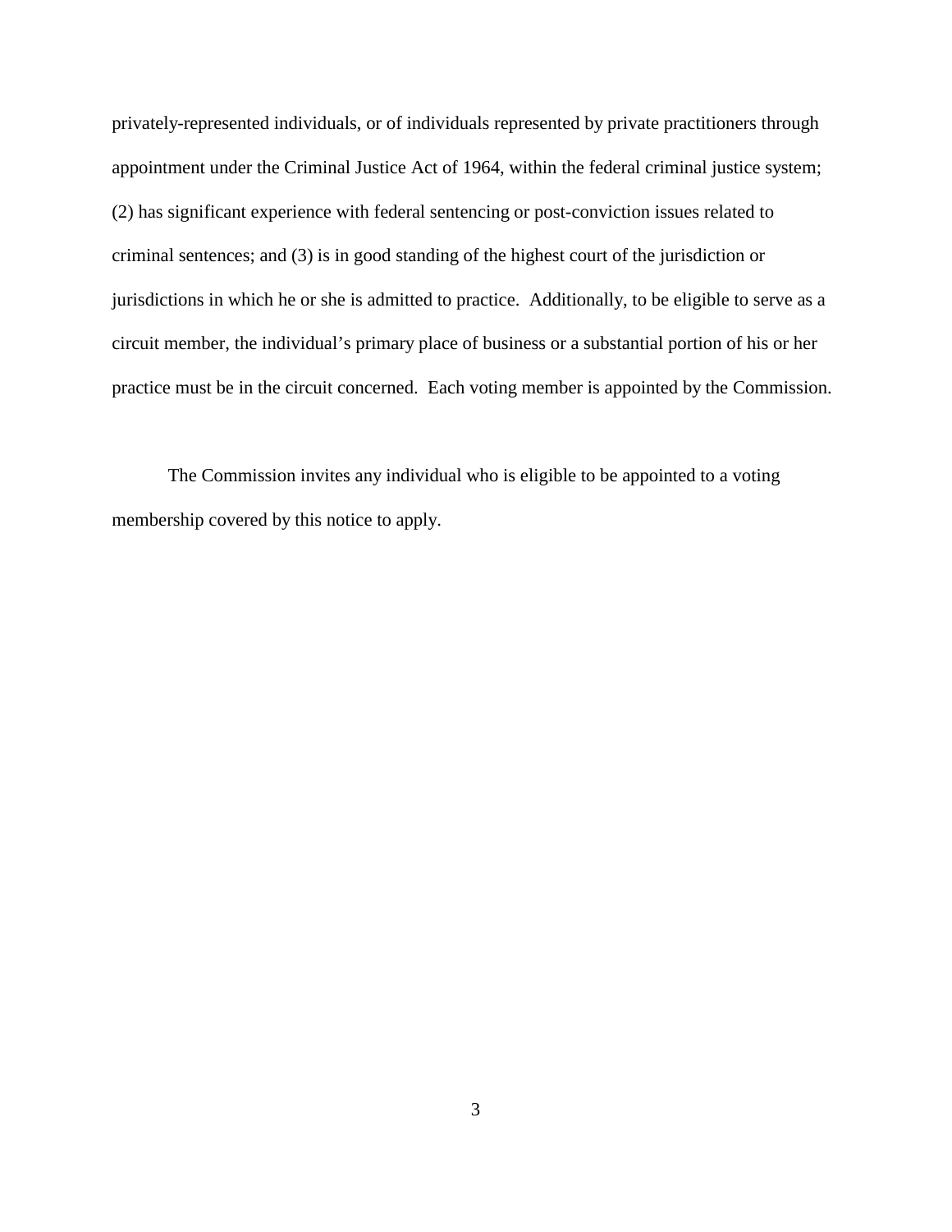privately-represented individuals, or of individuals represented by private practitioners through appointment under the Criminal Justice Act of 1964, within the federal criminal justice system; (2) has significant experience with federal sentencing or post-conviction issues related to criminal sentences; and (3) is in good standing of the highest court of the jurisdiction or jurisdictions in which he or she is admitted to practice. Additionally, to be eligible to serve as a circuit member, the individual's primary place of business or a substantial portion of his or her practice must be in the circuit concerned. Each voting member is appointed by the Commission.

The Commission invites any individual who is eligible to be appointed to a voting membership covered by this notice to apply.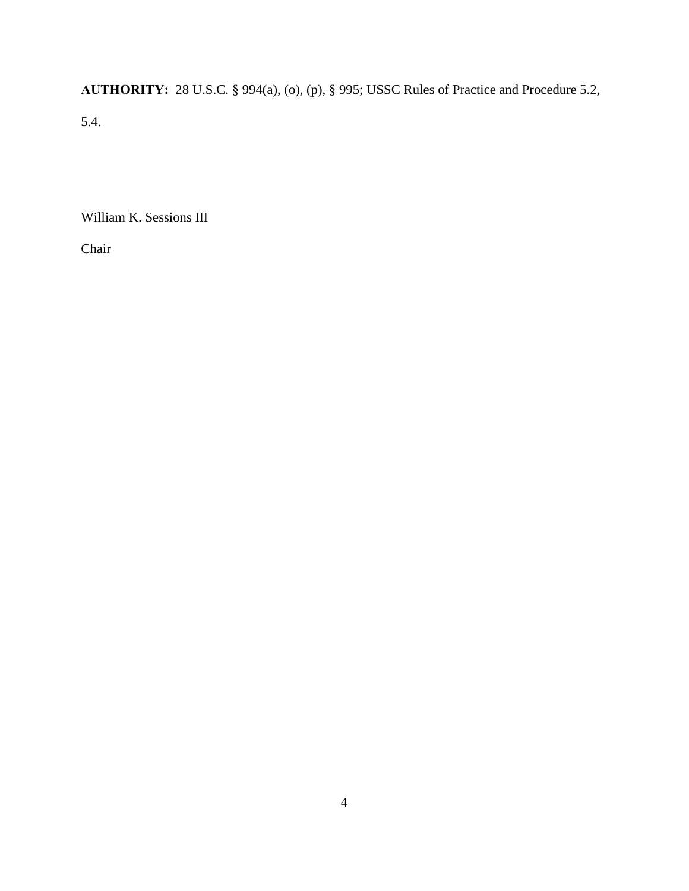**AUTHORITY:** 28 U.S.C. § 994(a), (o), (p), § 995; USSC Rules of Practice and Procedure 5.2, 5.4.

William K. Sessions III

Chair